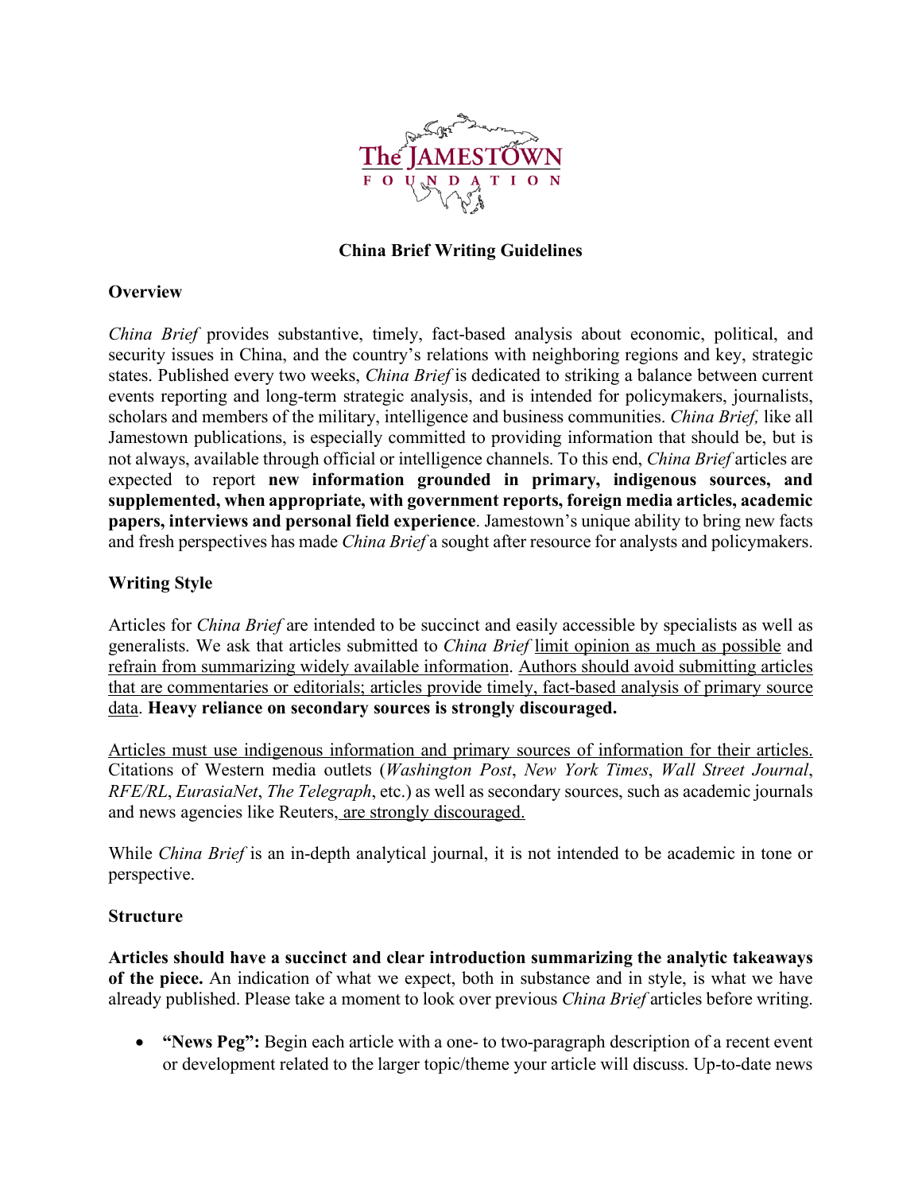The JAMESTOWN FOUNDATION

**China Brief Writing Guidelines**

**Overview**

*China Brief* provides substantive, timely, fact-based analysis about economic, political, and security issues in China, and the country's relations with neighboring regions and key, strategic states. Published every two weeks, *China Brief* is dedicated to striking a balance between current events reporting and long-term strategic analysis, and is intended for policymakers, journalists, scholars and members of the military, intelligence and business communities. *China Brief,* like all Jamestown publications, is especially committed to providing information that should be, but is not always, available through official or intelligence channels. To this end, *China Brief* articles are expected to report **new information grounded in primary, indigenous sources, and supplemented, when appropriate, with government reports, foreign media articles, academic papers, interviews and personal field experience**. Jamestown's unique ability to bring new facts and fresh perspectives has made *China Brief* a sought after resource for analysts and policymakers.

**Writing Style**

Articles for *China Brief* are intended to be succinct and easily accessible by specialists as well as generalists. We ask that articles submitted to *China Brief* limit opinion as much as possible and refrain from summarizing widely available information. Authors should avoid submitting articles that are commentaries or editorials; articles provide timely, fact-based analysis of primary source data. **Heavy reliance on secondary sources is strongly discouraged.**

Articles must use indigenous information and primary sources of information for their articles. Citations of Western media outlets (*Washington Post*, *New York Times*, *Wall Street Journal*, *RFE/RL*, *EurasiaNet*, *The Telegraph*, etc.) as well as secondary sources, such as academic journals and news agencies like Reuters, are strongly discouraged.

While *China Brief* is an in-depth analytical journal, it is not intended to be academic in tone or perspective.

**Structure**

**Articles should have a succinct and clear introduction summarizing the analytic takeaways of the piece.** An indication of what we expect, both in substance and in style, is what we have already published. Please take a moment to look over previous *China Brief* articles before writing.

- **"News Peg":** Begin each article with a one- to two-paragraph description of a recent event or development related to the larger topic/theme your article will discuss. Up-to-date news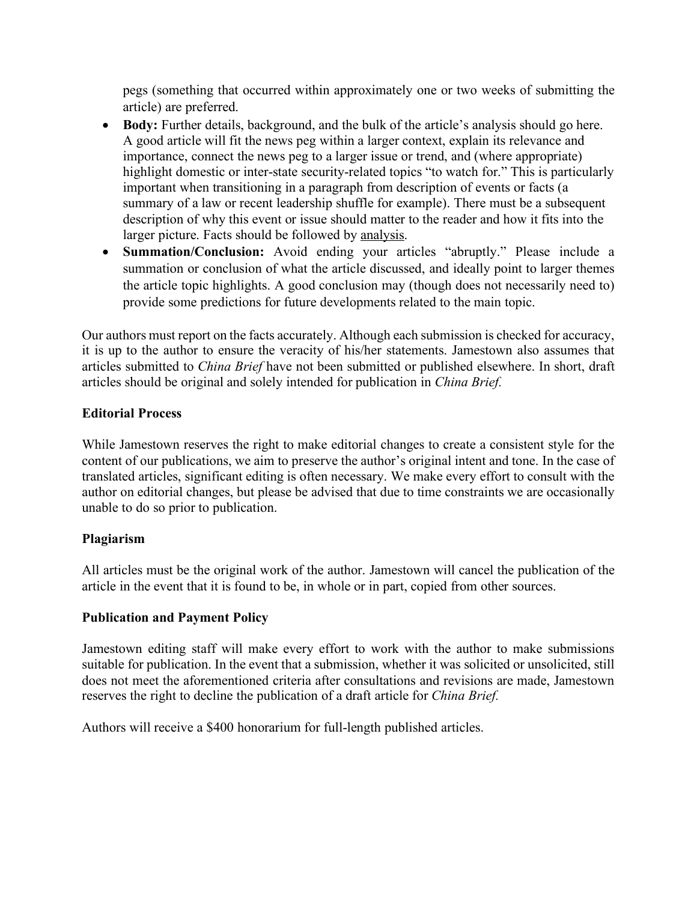pegs (something that occurred within approximately one or two weeks of submitting the article) are preferred.

- **Body:** Further details, background, and the bulk of the article's analysis should go here. A good article will fit the news peg within a larger context, explain its relevance and importance, connect the news peg to a larger issue or trend, and (where appropriate) highlight domestic or inter-state security-related topics "to watch for." This is particularly important when transitioning in a paragraph from description of events or facts (a summary of a law or recent leadership shuffle for example). There must be a subsequent description of why this event or issue should matter to the reader and how it fits into the larger picture. Facts should be followed by <u>analysis</u>.
- **Summation/Conclusion:** Avoid ending your articles "abruptly." Please include a summation or conclusion of what the article discussed, and ideally point to larger themes the article topic highlights. A good conclusion may (though does not necessarily need to) provide some predictions for future developments related to the main topic.

Our authors must report on the facts accurately. Although each submission is checked for accuracy, it is up to the author to ensure the veracity of his/her statements. Jamestown also assumes that articles submitted to *China Brief* have not been submitted or published elsewhere. In short, draft articles should be original and solely intended for publication in *China Brief.*

**Editorial Process**

While Jamestown reserves the right to make editorial changes to create a consistent style for the content of our publications, we aim to preserve the author's original intent and tone. In the case of translated articles, significant editing is often necessary. We make every effort to consult with the author on editorial changes, but please be advised that due to time constraints we are occasionally unable to do so prior to publication.

**Plagiarism**

All articles must be the original work of the author. Jamestown will cancel the publication of the article in the event that it is found to be, in whole or in part, copied from other sources.

**Publication and Payment Policy**

Jamestown editing staff will make every effort to work with the author to make submissions suitable for publication. In the event that a submission, whether it was solicited or unsolicited, still does not meet the aforementioned criteria after consultations and revisions are made, Jamestown reserves the right to decline the publication of a draft article for *China Brief.*

Authors will receive a $400 honorarium for full-length published articles.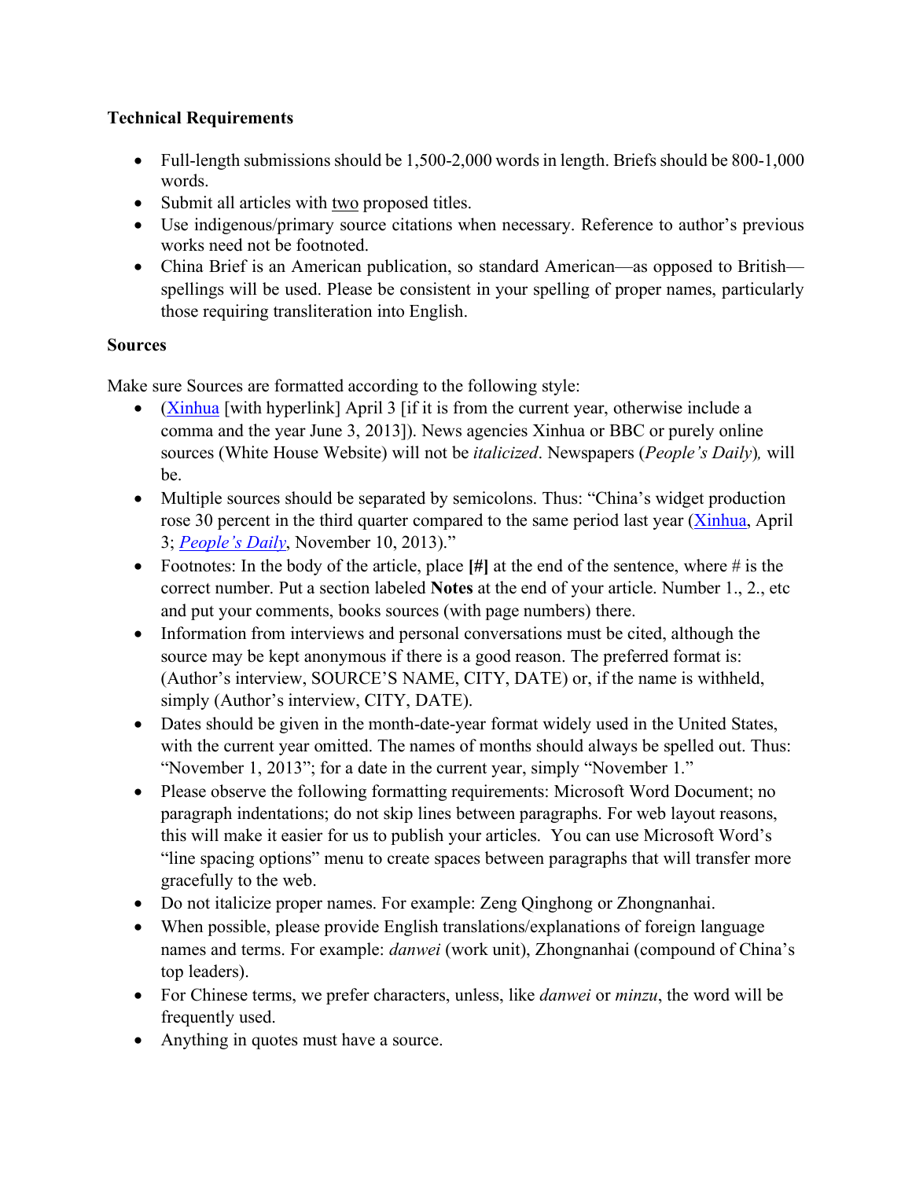**Technical Requirements**

- Full-length submissions should be 1,500-2,000 words in length. Briefs should be 800-1,000 words.
- Submit all articles with two proposed titles.
- Use indigenous/primary source citations when necessary. Reference to author's previous works need not be footnoted.
- China Brief is an American publication, so standard American—as opposed to British—spellings will be used. Please be consistent in your spelling of proper names, particularly those requiring transliteration into English.

**Sources**

Make sure Sources are formatted according to the following style:

- (Xinhua [with hyperlink] April 3 [if it is from the current year, otherwise include a comma and the year June 3, 2013]). News agencies Xinhua or BBC or purely online sources (White House Website) will not be *italicized*. Newspapers (*People's Daily*), will be.
- Multiple sources should be separated by semicolons. Thus: "China's widget production rose 30 percent in the third quarter compared to the same period last year (Xinhua, April 3; *People's Daily*, November 10, 2013)."
- Footnotes: In the body of the article, place **[#]** at the end of the sentence, where # is the correct number. Put a section labeled **Notes** at the end of your article. Number 1., 2., etc and put your comments, books sources (with page numbers) there.
- Information from interviews and personal conversations must be cited, although the source may be kept anonymous if there is a good reason. The preferred format is: (Author's interview, SOURCE'S NAME, CITY, DATE) or, if the name is withheld, simply (Author's interview, CITY, DATE).
- Dates should be given in the month-date-year format widely used in the United States, with the current year omitted. The names of months should always be spelled out. Thus: "November 1, 2013"; for a date in the current year, simply "November 1."
- Please observe the following formatting requirements: Microsoft Word Document; no paragraph indentations; do not skip lines between paragraphs. For web layout reasons, this will make it easier for us to publish your articles. You can use Microsoft Word's "line spacing options" menu to create spaces between paragraphs that will transfer more gracefully to the web.
- Do not italicize proper names. For example: Zeng Qinghong or Zhongnanhai.
- When possible, please provide English translations/explanations of foreign language names and terms. For example: *danwei* (work unit), Zhongnanhai (compound of China's top leaders).
- For Chinese terms, we prefer characters, unless, like *danwei* or *minzu*, the word will be frequently used.
- Anything in quotes must have a source.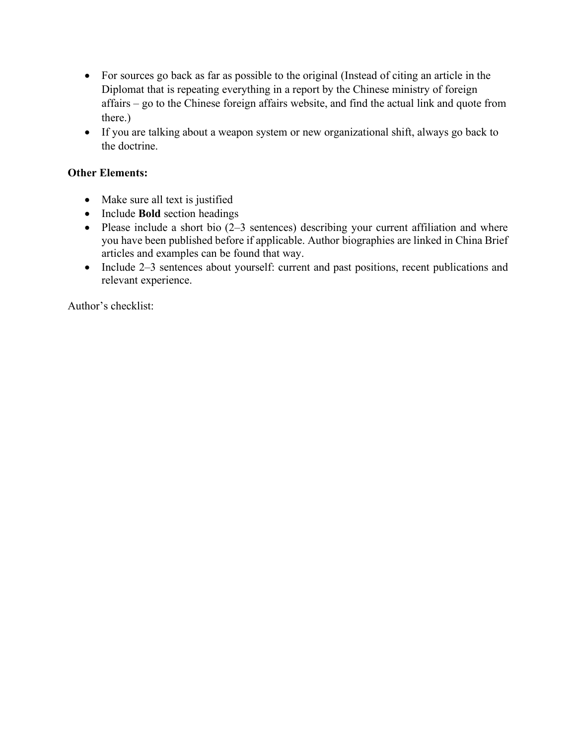- For sources go back as far as possible to the original (Instead of citing an article in the Diplomat that is repeating everything in a report by the Chinese ministry of foreign affairs – go to the Chinese foreign affairs website, and find the actual link and quote from there.)
- If you are talking about a weapon system or new organizational shift, always go back to the doctrine.

**Other Elements:**

- Make sure all text is justified
- Include **Bold** section headings
- Please include a short bio (2–3 sentences) describing your current affiliation and where you have been published before if applicable. Author biographies are linked in China Brief articles and examples can be found that way.
- Include 2–3 sentences about yourself: current and past positions, recent publications and relevant experience.

Author's checklist: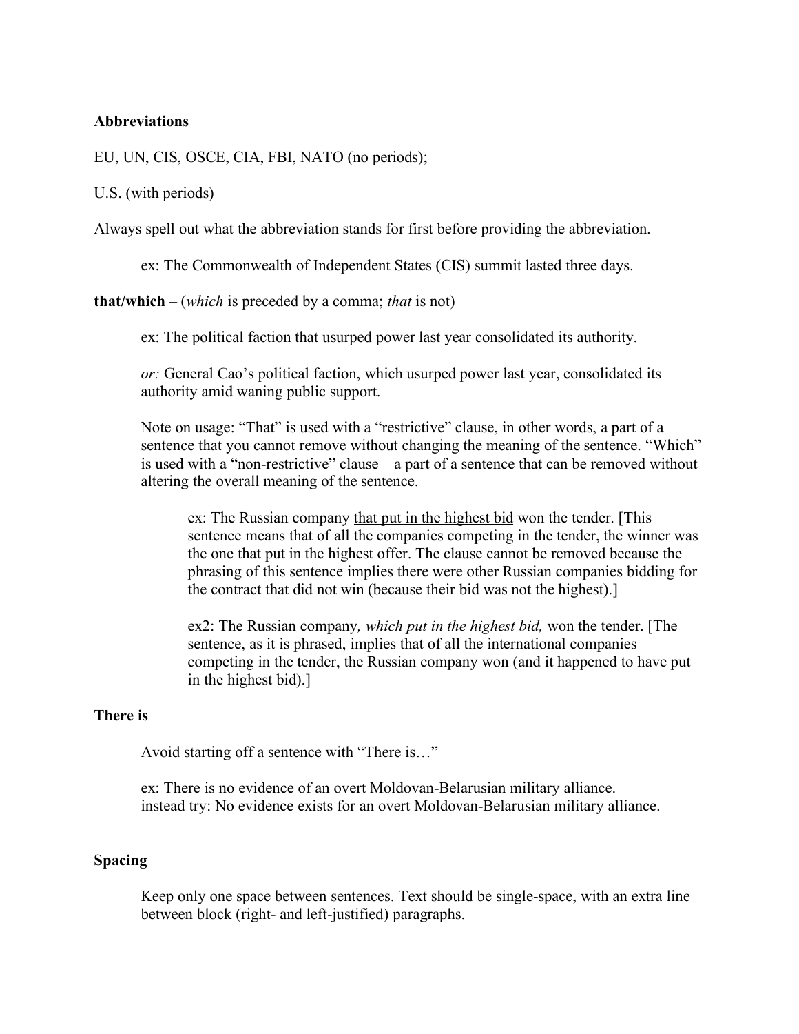**Abbreviations**

EU, UN, CIS, OSCE, CIA, FBI, NATO (no periods);

U.S. (with periods)

Always spell out what the abbreviation stands for first before providing the abbreviation.

> ex: The Commonwealth of Independent States (CIS) summit lasted three days.

**that/which** – (*which* is preceded by a comma; *that* is not)

> ex: The political faction that usurped power last year consolidated its authority.
>
> *or:* General Cao's political faction, which usurped power last year, consolidated its authority amid waning public support.
>
> Note on usage: "That" is used with a "restrictive" clause, in other words, a part of a sentence that you cannot remove without changing the meaning of the sentence. "Which" is used with a "non-restrictive" clause—a part of a sentence that can be removed without altering the overall meaning of the sentence.
>
> > ex: The Russian company <u>that put in the highest bid</u> won the tender. [This sentence means that of all the companies competing in the tender, the winner was the one that put in the highest offer. The clause cannot be removed because the phrasing of this sentence implies there were other Russian companies bidding for the contract that did not win (because their bid was not the highest).]
> >
> > ex2: The Russian company*, which put in the highest bid,* won the tender. [The sentence, as it is phrased, implies that of all the international companies competing in the tender, the Russian company won (and it happened to have put in the highest bid).]

**There is**

> Avoid starting off a sentence with "There is…"
>
> ex: There is no evidence of an overt Moldovan-Belarusian military alliance.
> instead try: No evidence exists for an overt Moldovan-Belarusian military alliance.

**Spacing**

> Keep only one space between sentences. Text should be single-space, with an extra line between block (right- and left-justified) paragraphs.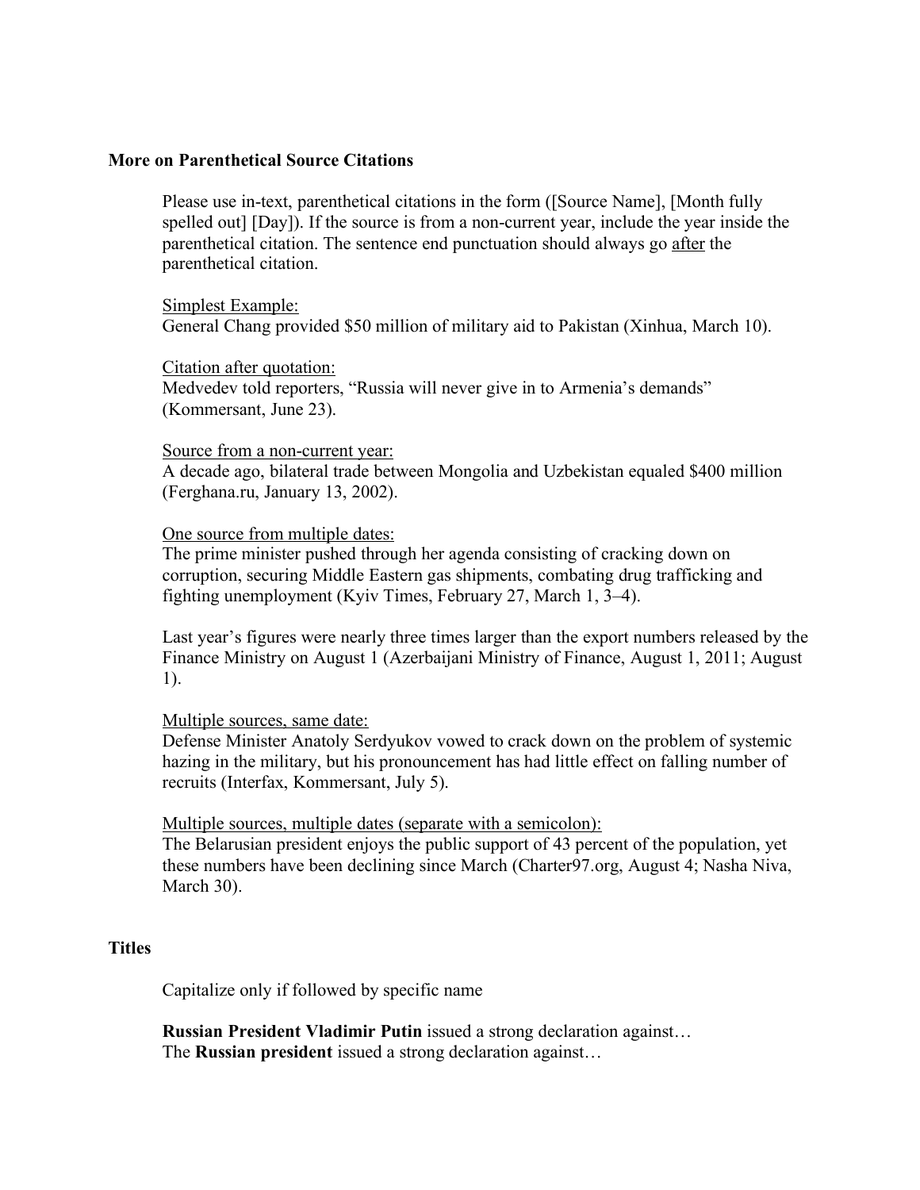### More on Parenthetical Source Citations

Please use in-text, parenthetical citations in the form ([Source Name], [Month fully spelled out] [Day]). If the source is from a non-current year, include the year inside the parenthetical citation. The sentence end punctuation should always go <u>after</u> the parenthetical citation.

<u>Simplest Example:</u>
General Chang provided $50 million of military aid to Pakistan (Xinhua, March 10).

<u>Citation after quotation:</u>
Medvedev told reporters, "Russia will never give in to Armenia's demands" (Kommersant, June 23).

<u>Source from a non-current year:</u>
A decade ago, bilateral trade between Mongolia and Uzbekistan equaled $400 million (Ferghana.ru, January 13, 2002).

<u>One source from multiple dates:</u>
The prime minister pushed through her agenda consisting of cracking down on corruption, securing Middle Eastern gas shipments, combating drug trafficking and fighting unemployment (Kyiv Times, February 27, March 1, 3–4).

Last year's figures were nearly three times larger than the export numbers released by the Finance Ministry on August 1 (Azerbaijani Ministry of Finance, August 1, 2011; August 1).

<u>Multiple sources, same date:</u>
Defense Minister Anatoly Serdyukov vowed to crack down on the problem of systemic hazing in the military, but his pronouncement has had little effect on falling number of recruits (Interfax, Kommersant, July 5).

<u>Multiple sources, multiple dates (separate with a semicolon):</u>
The Belarusian president enjoys the public support of 43 percent of the population, yet these numbers have been declining since March (Charter97.org, August 4; Nasha Niva, March 30).

### Titles

Capitalize only if followed by specific name

**Russian President Vladimir Putin** issued a strong declaration against…
The **Russian president** issued a strong declaration against…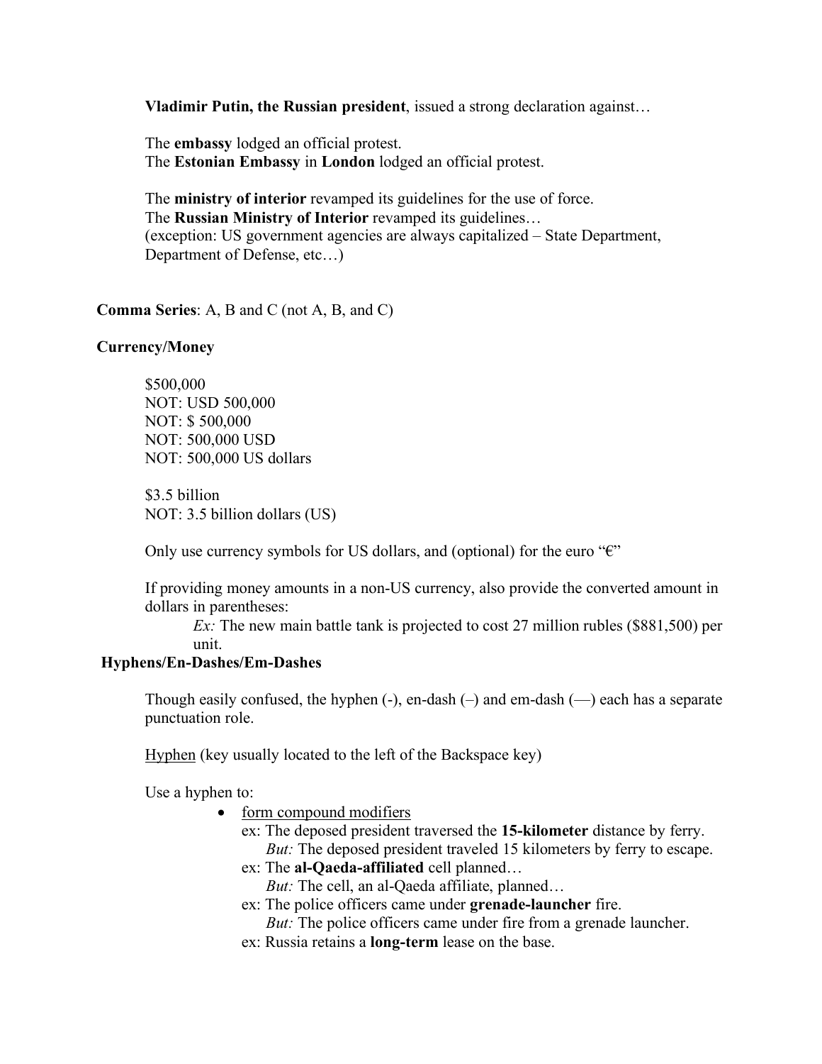**Vladimir Putin, the Russian president**, issued a strong declaration against…

The **embassy** lodged an official protest.
The **Estonian Embassy** in **London** lodged an official protest.

The **ministry of interior** revamped its guidelines for the use of force.
The **Russian Ministry of Interior** revamped its guidelines…
(exception: US government agencies are always capitalized – State Department, Department of Defense, etc…)

**Comma Series**: A, B and C (not A, B, and C)

**Currency/Money**

$500,000
NOT: USD 500,000
NOT: $ 500,000
NOT: 500,000 USD
NOT: 500,000 US dollars

$3.5 billion
NOT: 3.5 billion dollars (US)

Only use currency symbols for US dollars, and (optional) for the euro "€"

If providing money amounts in a non-US currency, also provide the converted amount in dollars in parentheses:

*Ex:* The new main battle tank is projected to cost 27 million rubles ($881,500) per unit.

**Hyphens/En-Dashes/Em-Dashes**

Though easily confused, the hyphen (-), en-dash (–) and em-dash (—) each has a separate punctuation role.

<u>Hyphen</u> (key usually located to the left of the Backspace key)

Use a hyphen to:

- <u>form compound modifiers</u>
  - ex: The deposed president traversed the **15-kilometer** distance by ferry.
    *But:* The deposed president traveled 15 kilometers by ferry to escape.
  - ex: The **al-Qaeda-affiliated** cell planned…
    *But:* The cell, an al-Qaeda affiliate, planned…
  - ex: The police officers came under **grenade-launcher** fire.
    *But:* The police officers came under fire from a grenade launcher.
  - ex: Russia retains a **long-term** lease on the base.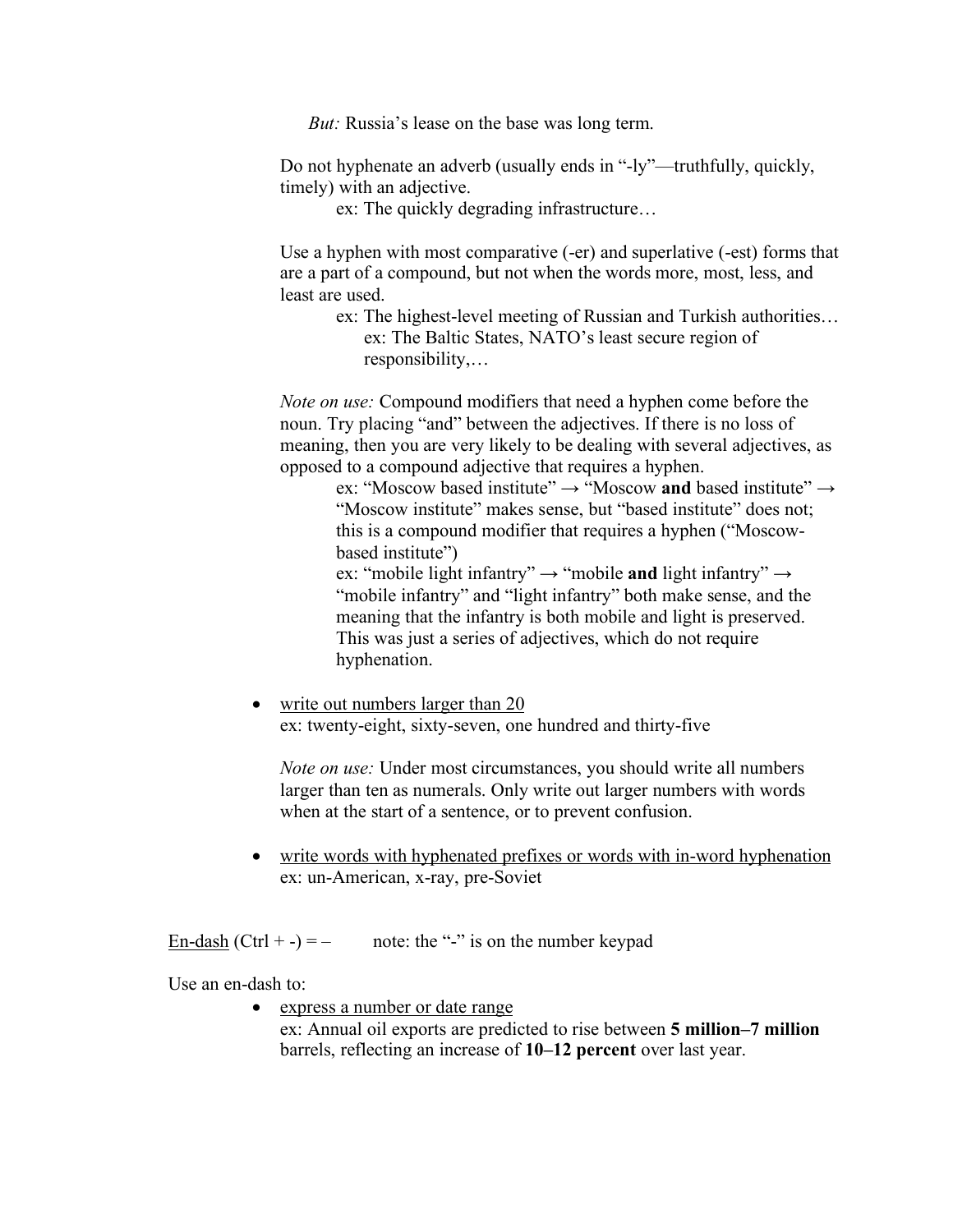*But:* Russia's lease on the base was long term.

Do not hyphenate an adverb (usually ends in "-ly"—truthfully, quickly, timely) with an adjective.

ex: The quickly degrading infrastructure…

Use a hyphen with most comparative (-er) and superlative (-est) forms that are a part of a compound, but not when the words more, most, less, and least are used.

ex: The highest-level meeting of Russian and Turkish authorities…
ex: The Baltic States, NATO's least secure region of responsibility,…

*Note on use:* Compound modifiers that need a hyphen come before the noun. Try placing "and" between the adjectives. If there is no loss of meaning, then you are very likely to be dealing with several adjectives, as opposed to a compound adjective that requires a hyphen.

ex: "Moscow based institute" → "Moscow **and** based institute" → "Moscow institute" makes sense, but "based institute" does not; this is a compound modifier that requires a hyphen ("Moscow-based institute")

ex: "mobile light infantry" → "mobile **and** light infantry" → "mobile infantry" and "light infantry" both make sense, and the meaning that the infantry is both mobile and light is preserved. This was just a series of adjectives, which do not require hyphenation.

- <u>write out numbers larger than 20</u>
  ex: twenty-eight, sixty-seven, one hundred and thirty-five

  *Note on use:* Under most circumstances, you should write all numbers larger than ten as numerals. Only write out larger numbers with words when at the start of a sentence, or to prevent confusion.

- <u>write words with hyphenated prefixes or words with in-word hyphenation</u>
  ex: un-American, x-ray, pre-Soviet

<u>En-dash</u> (Ctrl + -) = –    note: the "-" is on the number keypad

Use an en-dash to:

- <u>express a number or date range</u>
  ex: Annual oil exports are predicted to rise between **5 million–7 million** barrels, reflecting an increase of **10–12 percent** over last year.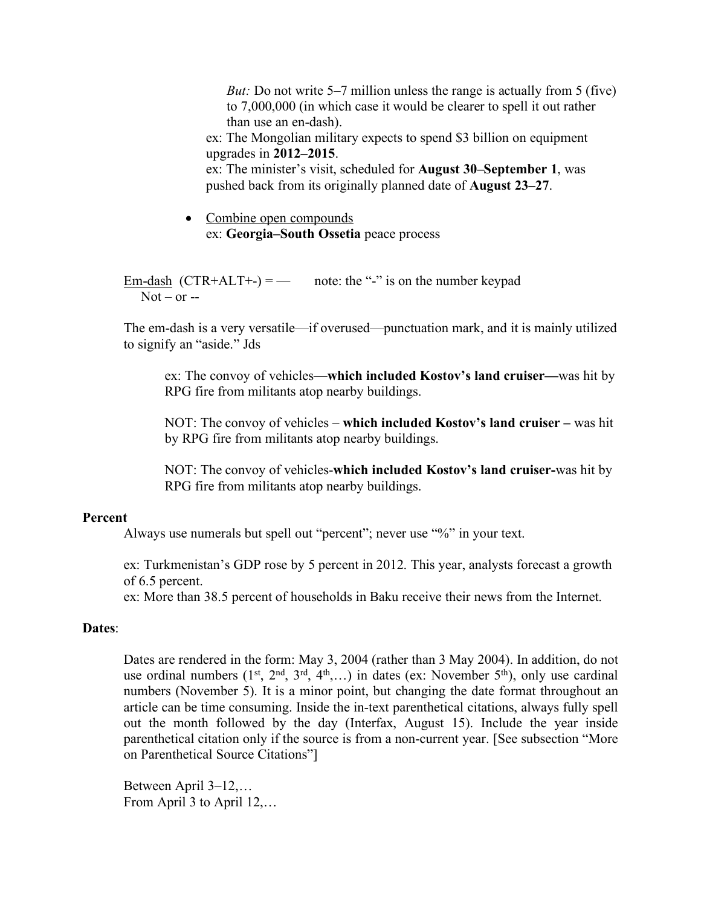*But:* Do not write 5–7 million unless the range is actually from 5 (five) to 7,000,000 (in which case it would be clearer to spell it out rather than use an en-dash).

ex: The Mongolian military expects to spend $3 billion on equipment upgrades in **2012–2015**.

ex: The minister's visit, scheduled for **August 30–September 1**, was pushed back from its originally planned date of **August 23–27**.

- <u>Combine open compounds</u>
  ex: **Georgia–South Ossetia** peace process

<u>Em-dash</u> (CTR+ALT+-) = — note: the "-" is on the number keypad
Not – or --

The em-dash is a very versatile—if overused—punctuation mark, and it is mainly utilized to signify an "aside." Jds

ex: The convoy of vehicles—**which included Kostov's land cruiser—**was hit by RPG fire from militants atop nearby buildings.

NOT: The convoy of vehicles – **which included Kostov's land cruiser –** was hit by RPG fire from militants atop nearby buildings.

NOT: The convoy of vehicles-**which included Kostov's land cruiser-**was hit by RPG fire from militants atop nearby buildings.

**Percent**

Always use numerals but spell out "percent"; never use "%" in your text.

ex: Turkmenistan's GDP rose by 5 percent in 2012. This year, analysts forecast a growth of 6.5 percent.

ex: More than 38.5 percent of households in Baku receive their news from the Internet.

**Dates**:

Dates are rendered in the form: May 3, 2004 (rather than 3 May 2004). In addition, do not use ordinal numbers (1st, 2nd, 3rd, 4th,…) in dates (ex: November 5th), only use cardinal numbers (November 5). It is a minor point, but changing the date format throughout an article can be time consuming. Inside the in-text parenthetical citations, always fully spell out the month followed by the day (Interfax, August 15). Include the year inside parenthetical citation only if the source is from a non-current year. [See subsection "More on Parenthetical Source Citations"]

Between April 3–12,…
From April 3 to April 12,…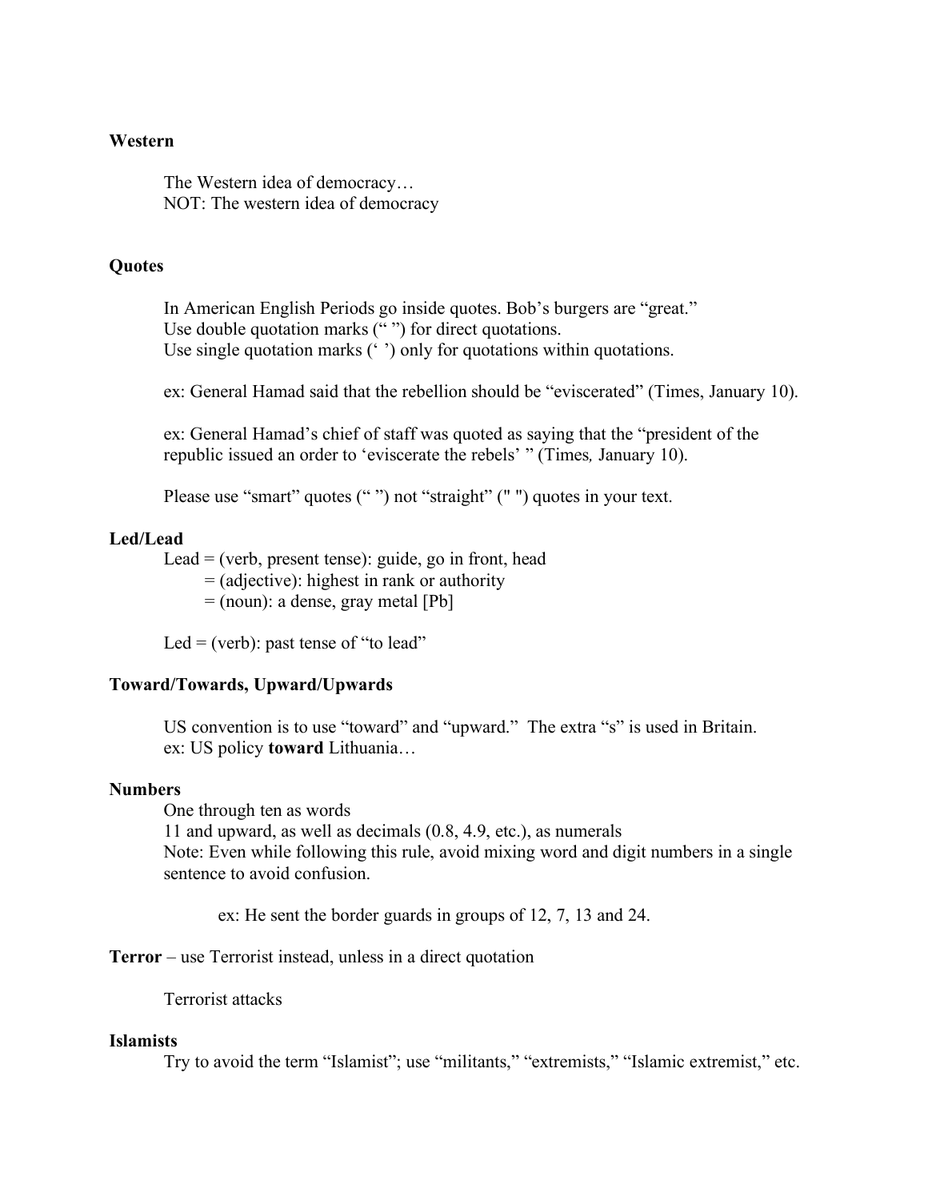**Western**

The Western idea of democracy…
NOT: The western idea of democracy

**Quotes**

In American English Periods go inside quotes. Bob's burgers are "great."
Use double quotation marks (" ") for direct quotations.
Use single quotation marks (' ') only for quotations within quotations.

ex: General Hamad said that the rebellion should be "eviscerated" (Times, January 10).

ex: General Hamad's chief of staff was quoted as saying that the "president of the republic issued an order to 'eviscerate the rebels' " (Times*,* January 10).

Please use "smart" quotes (" ") not "straight" (" ") quotes in your text.

**Led/Lead**

Lead = (verb, present tense): guide, go in front, head
= (adjective): highest in rank or authority
= (noun): a dense, gray metal [Pb]

Led = (verb): past tense of "to lead"

**Toward/Towards, Upward/Upwards**

US convention is to use "toward" and "upward." The extra "s" is used in Britain.
ex: US policy **toward** Lithuania…

**Numbers**

One through ten as words
11 and upward, as well as decimals (0.8, 4.9, etc.), as numerals
Note: Even while following this rule, avoid mixing word and digit numbers in a single sentence to avoid confusion.

ex: He sent the border guards in groups of 12, 7, 13 and 24.

**Terror** – use Terrorist instead, unless in a direct quotation

Terrorist attacks

**Islamists**

Try to avoid the term "Islamist"; use "militants," "extremists," "Islamic extremist," etc.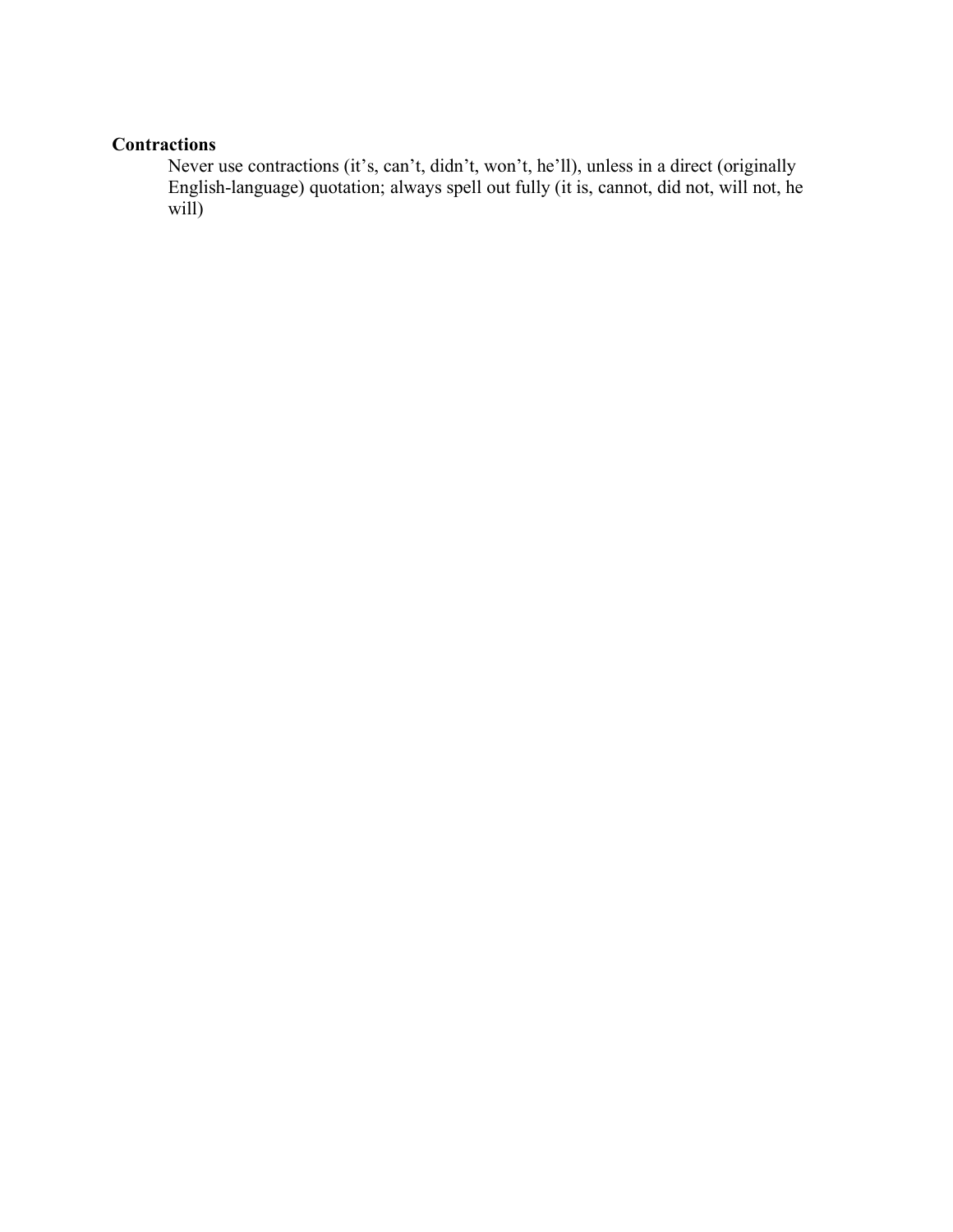**Contractions**

Never use contractions (it’s, can’t, didn’t, won’t, he’ll), unless in a direct (originally English-language) quotation; always spell out fully (it is, cannot, did not, will not, he will)